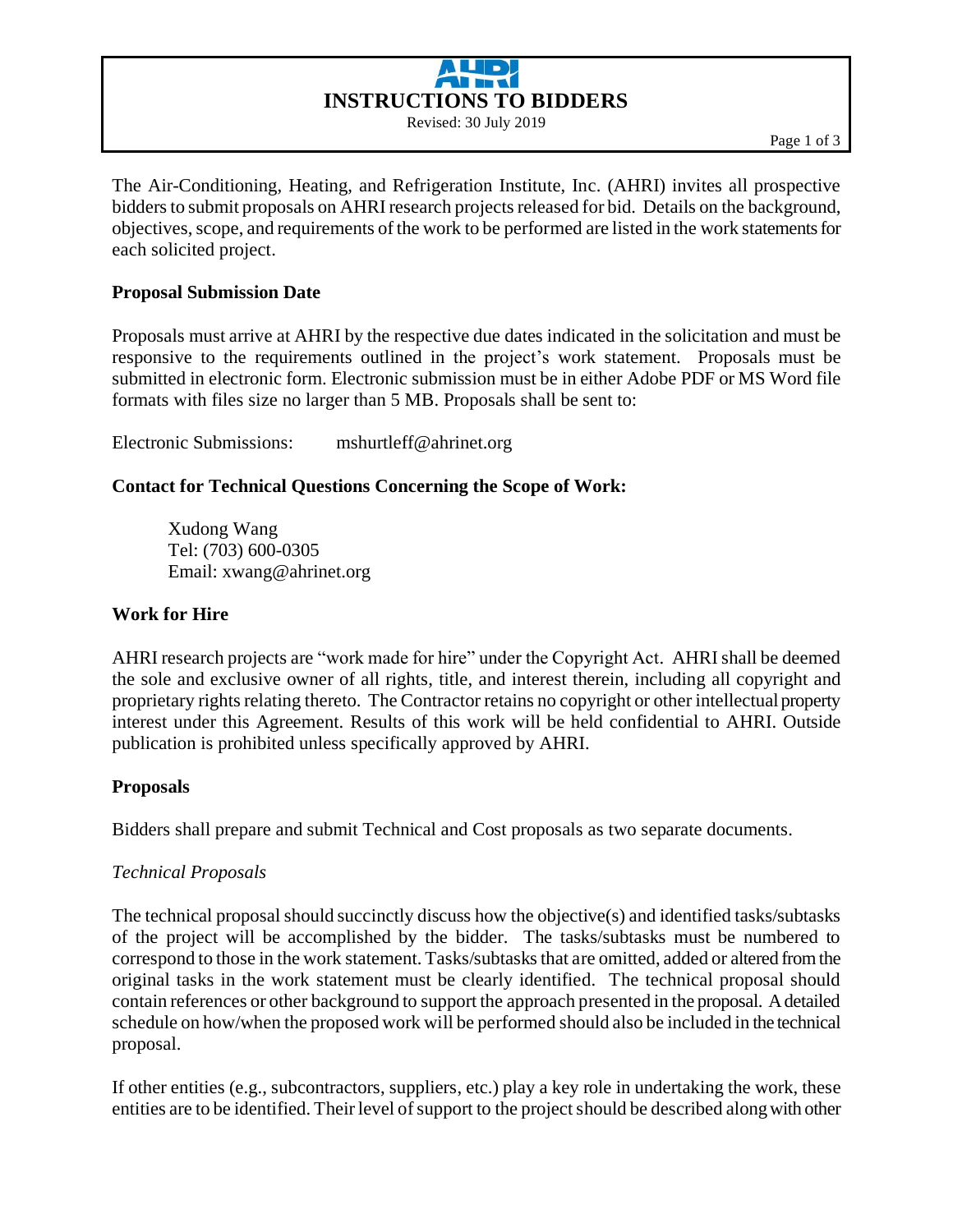# INSTRUCTIONS TO BIDDERS

Revised: 30 July 2019

The Air-Conditioning, Heating, and Refrigeration Institute, Inc. (AHRI) invites all prospective bidders to submit proposals on AHRI research projects released for bid. Details on the background, objectives, scope, and requirements of the work to be performed are listed in the work statements for each solicited project.

**Proposal Submission Date**

Proposals must arrive at AHRI by the respective due dates indicated in the solicitation and must be responsive to the requirements outlined in the project's work statement. Proposals must be submitted in electronic form. Electronic submission must be in either Adobe PDF or MS Word file formats with files size no larger than 5 MB. Proposals shall be sent to:

Electronic Submissions: mshurtleff@ahrinet.org

**Contact for Technical Questions Concerning the Scope of Work:**

Xudong Wang
Tel: (703) 600-0305
Email: xwang@ahrinet.org

**Work for Hire**

AHRI research projects are "work made for hire" under the Copyright Act. AHRI shall be deemed the sole and exclusive owner of all rights, title, and interest therein, including all copyright and proprietary rights relating thereto. The Contractor retains no copyright or other intellectual property interest under this Agreement. Results of this work will be held confidential to AHRI. Outside publication is prohibited unless specifically approved by AHRI.

**Proposals**

Bidders shall prepare and submit Technical and Cost proposals as two separate documents.

*Technical Proposals*

The technical proposal should succinctly discuss how the objective(s) and identified tasks/subtasks of the project will be accomplished by the bidder. The tasks/subtasks must be numbered to correspond to those in the work statement. Tasks/subtasks that are omitted, added or altered from the original tasks in the work statement must be clearly identified. The technical proposal should contain references or other background to support the approach presented in the proposal. A detailed schedule on how/when the proposed work will be performed should also be included in the technical proposal.

If other entities (e.g., subcontractors, suppliers, etc.) play a key role in undertaking the work, these entities are to be identified. Their level of support to the project should be described along with other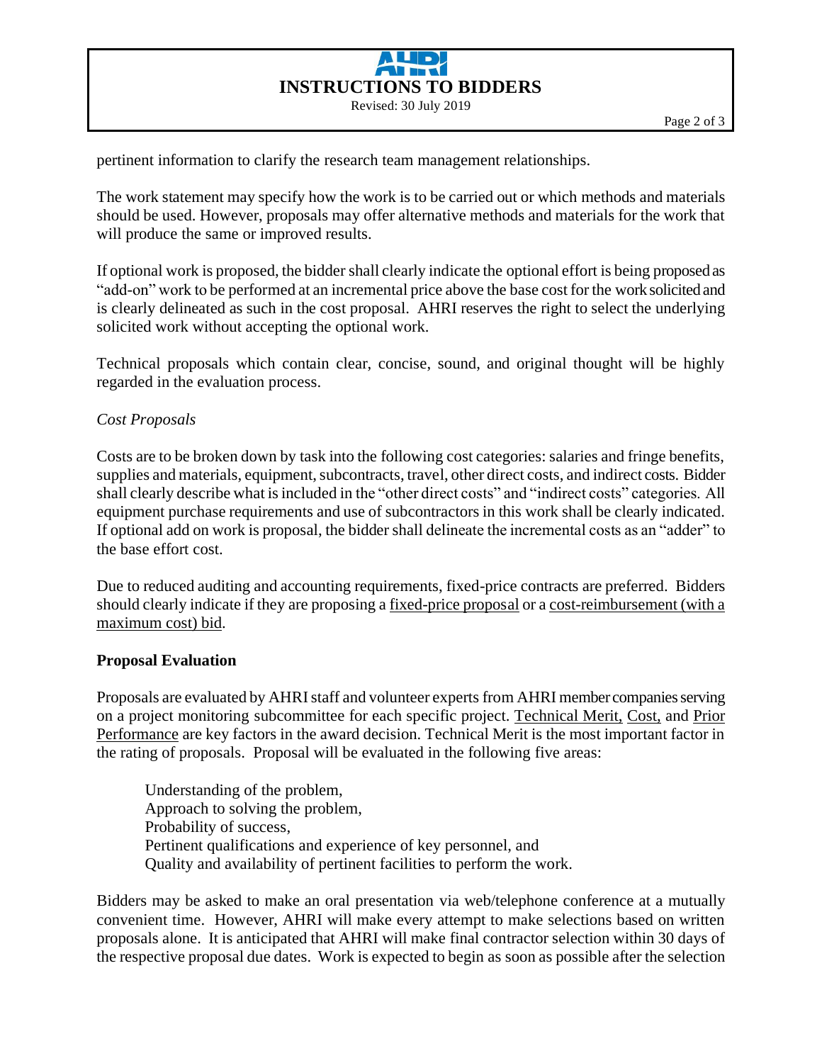pertinent information to clarify the research team management relationships.

The work statement may specify how the work is to be carried out or which methods and materials should be used. However, proposals may offer alternative methods and materials for the work that will produce the same or improved results.

If optional work is proposed, the bidder shall clearly indicate the optional effort is being proposed as "add-on" work to be performed at an incremental price above the base cost for the work solicited and is clearly delineated as such in the cost proposal. AHRI reserves the right to select the underlying solicited work without accepting the optional work.

Technical proposals which contain clear, concise, sound, and original thought will be highly regarded in the evaluation process.

*Cost Proposals*

Costs are to be broken down by task into the following cost categories: salaries and fringe benefits, supplies and materials, equipment, subcontracts, travel, other direct costs, and indirect costs. Bidder shall clearly describe what is included in the "other direct costs" and "indirect costs" categories. All equipment purchase requirements and use of subcontractors in this work shall be clearly indicated. If optional add on work is proposal, the bidder shall delineate the incremental costs as an "adder" to the base effort cost.

Due to reduced auditing and accounting requirements, fixed-price contracts are preferred. Bidders should clearly indicate if they are proposing a fixed-price proposal or a cost-reimbursement (with a maximum cost) bid.

**Proposal Evaluation**

Proposals are evaluated by AHRI staff and volunteer experts from AHRI member companies serving on a project monitoring subcommittee for each specific project. Technical Merit, Cost, and Prior Performance are key factors in the award decision. Technical Merit is the most important factor in the rating of proposals. Proposal will be evaluated in the following five areas:

> Understanding of the problem,
> Approach to solving the problem,
> Probability of success,
> Pertinent qualifications and experience of key personnel, and
> Quality and availability of pertinent facilities to perform the work.

Bidders may be asked to make an oral presentation via web/telephone conference at a mutually convenient time. However, AHRI will make every attempt to make selections based on written proposals alone. It is anticipated that AHRI will make final contractor selection within 30 days of the respective proposal due dates. Work is expected to begin as soon as possible after the selection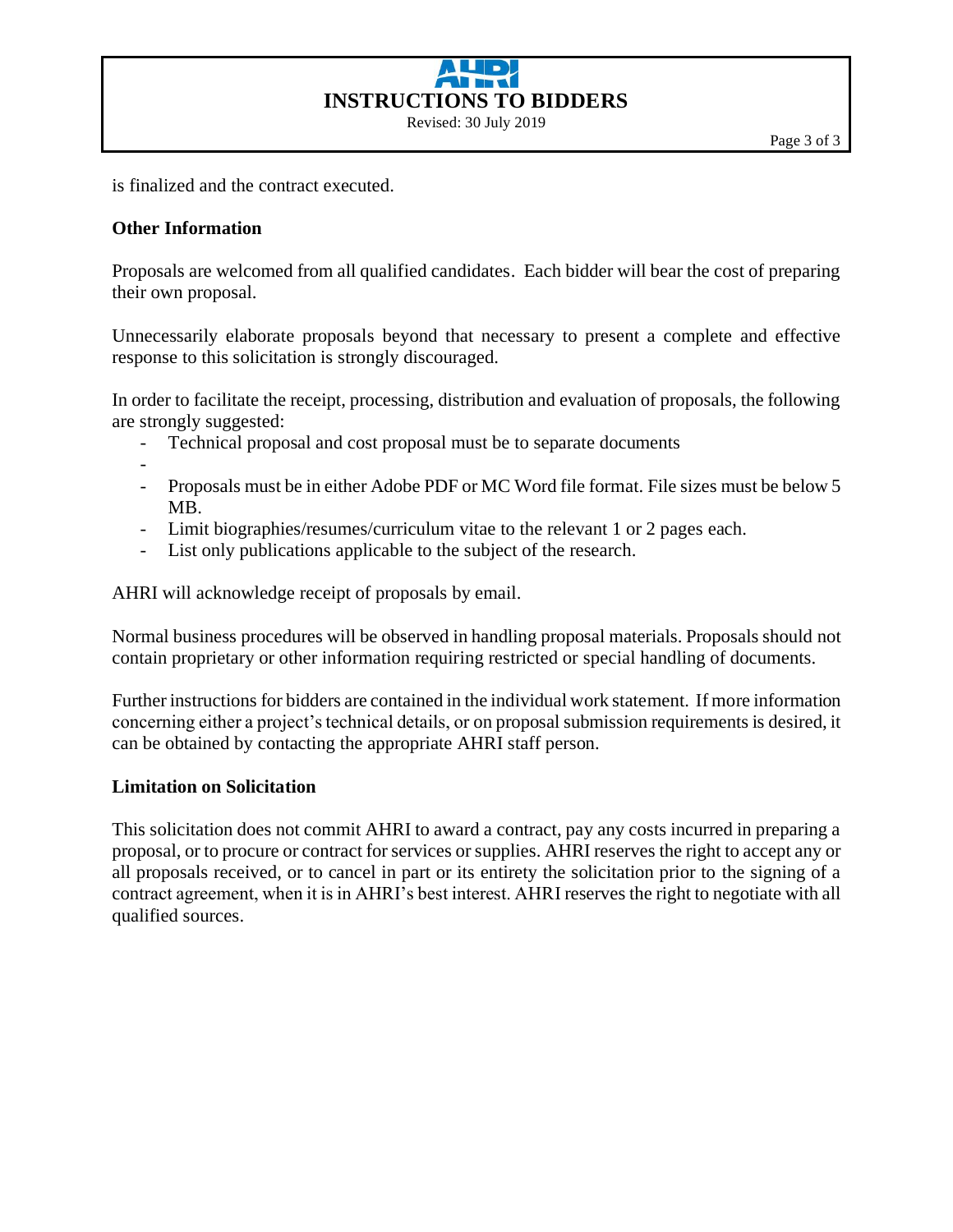is finalized and the contract executed.

**Other Information**

Proposals are welcomed from all qualified candidates. Each bidder will bear the cost of preparing their own proposal.

Unnecessarily elaborate proposals beyond that necessary to present a complete and effective response to this solicitation is strongly discouraged.

In order to facilitate the receipt, processing, distribution and evaluation of proposals, the following are strongly suggested:

- Technical proposal and cost proposal must be to separate documents
- 
- Proposals must be in either Adobe PDF or MC Word file format. File sizes must be below 5 MB.
- Limit biographies/resumes/curriculum vitae to the relevant 1 or 2 pages each.
- List only publications applicable to the subject of the research.

AHRI will acknowledge receipt of proposals by email.

Normal business procedures will be observed in handling proposal materials. Proposals should not contain proprietary or other information requiring restricted or special handling of documents.

Further instructions for bidders are contained in the individual work statement. If more information concerning either a project's technical details, or on proposal submission requirements is desired, it can be obtained by contacting the appropriate AHRI staff person.

**Limitation on Solicitation**

This solicitation does not commit AHRI to award a contract, pay any costs incurred in preparing a proposal, or to procure or contract for services or supplies. AHRI reserves the right to accept any or all proposals received, or to cancel in part or its entirety the solicitation prior to the signing of a contract agreement, when it is in AHRI's best interest. AHRI reserves the right to negotiate with all qualified sources.